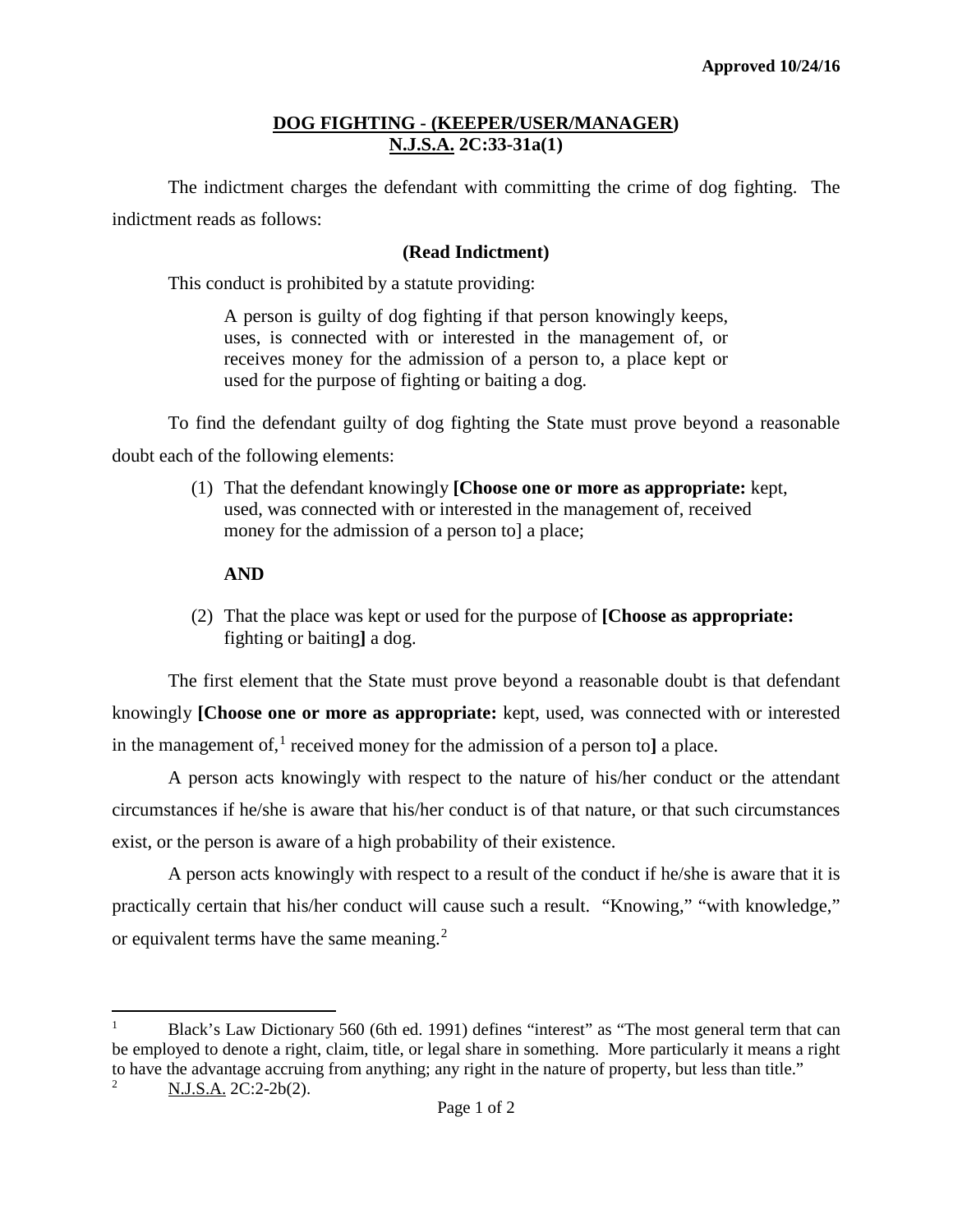**Approved 10/24/16**

## DOG FIGHTING - (KEEPER/USER/MANAGER)
## N.J.S.A. 2C:33-31a(1)

The indictment charges the defendant with committing the crime of dog fighting. The indictment reads as follows:

**(Read Indictment)**

This conduct is prohibited by a statute providing:

> A person is guilty of dog fighting if that person knowingly keeps, uses, is connected with or interested in the management of, or receives money for the admission of a person to, a place kept or used for the purpose of fighting or baiting a dog.

To find the defendant guilty of dog fighting the State must prove beyond a reasonable doubt each of the following elements:

(1) That the defendant knowingly **[Choose one or more as appropriate:** kept, used, was connected with or interested in the management of, received money for the admission of a person to] a place;

**AND**

(2) That the place was kept or used for the purpose of **[Choose as appropriate:** fighting or baiting**]** a dog.

The first element that the State must prove beyond a reasonable doubt is that defendant knowingly **[Choose one or more as appropriate:** kept, used, was connected with or interested in the management of,[1] received money for the admission of a person to**]** a place.

A person acts knowingly with respect to the nature of his/her conduct or the attendant circumstances if he/she is aware that his/her conduct is of that nature, or that such circumstances exist, or the person is aware of a high probability of their existence.

A person acts knowingly with respect to a result of the conduct if he/she is aware that it is practically certain that his/her conduct will cause such a result. "Knowing," "with knowledge," or equivalent terms have the same meaning.[2]

---

[1] Black's Law Dictionary 560 (6th ed. 1991) defines "interest" as "The most general term that can be employed to denote a right, claim, title, or legal share in something. More particularly it means a right to have the advantage accruing from anything; any right in the nature of property, but less than title."

[2] N.J.S.A. 2C:2-2b(2).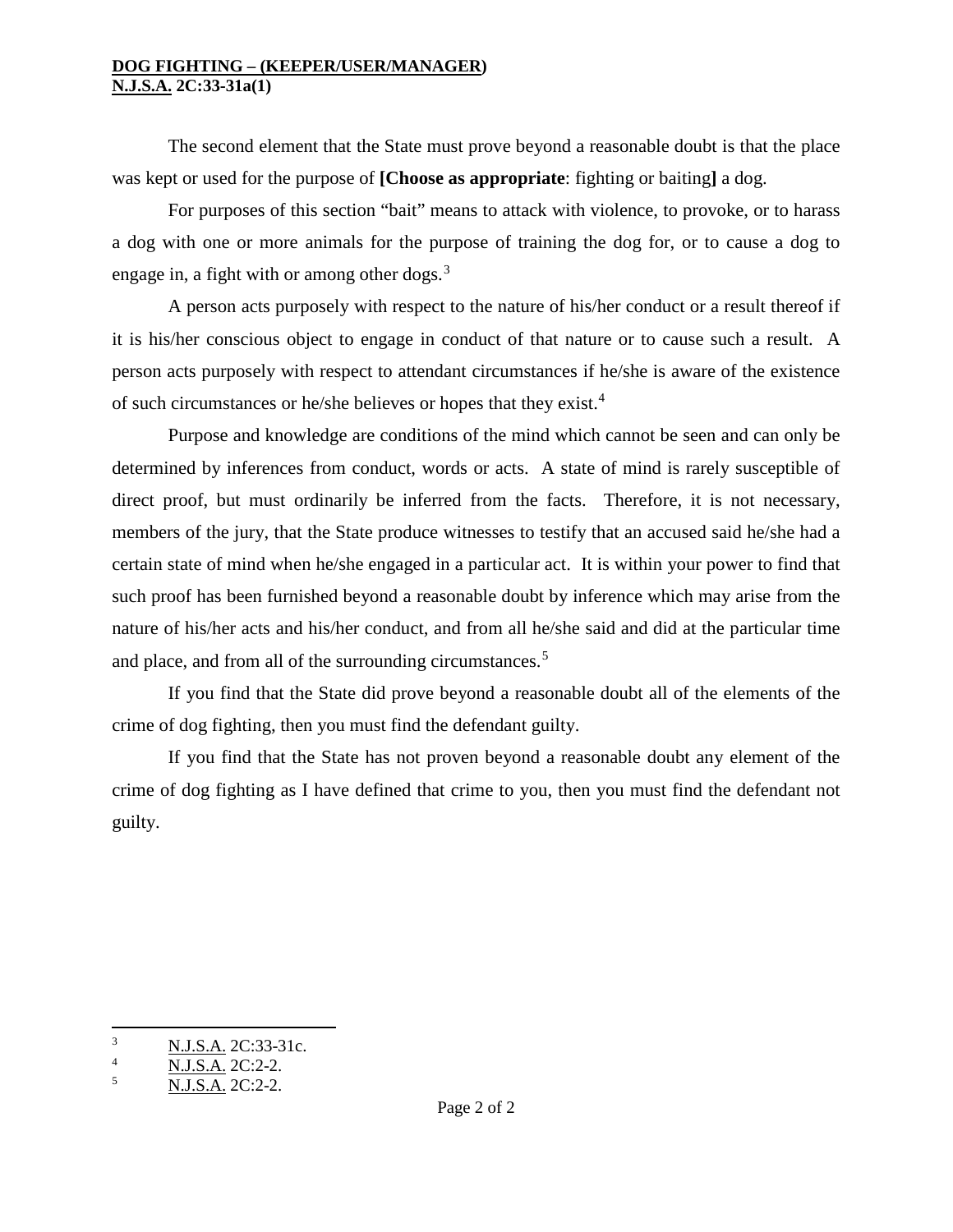The second element that the State must prove beyond a reasonable doubt is that the place was kept or used for the purpose of **[Choose as appropriate**: fighting or baiting**]** a dog.

For purposes of this section "bait" means to attack with violence, to provoke, or to harass a dog with one or more animals for the purpose of training the dog for, or to cause a dog to engage in, a fight with or among other dogs.[3]

A person acts purposely with respect to the nature of his/her conduct or a result thereof if it is his/her conscious object to engage in conduct of that nature or to cause such a result. A person acts purposely with respect to attendant circumstances if he/she is aware of the existence of such circumstances or he/she believes or hopes that they exist.[4]

Purpose and knowledge are conditions of the mind which cannot be seen and can only be determined by inferences from conduct, words or acts. A state of mind is rarely susceptible of direct proof, but must ordinarily be inferred from the facts. Therefore, it is not necessary, members of the jury, that the State produce witnesses to testify that an accused said he/she had a certain state of mind when he/she engaged in a particular act. It is within your power to find that such proof has been furnished beyond a reasonable doubt by inference which may arise from the nature of his/her acts and his/her conduct, and from all he/she said and did at the particular time and place, and from all of the surrounding circumstances.[5]

If you find that the State did prove beyond a reasonable doubt all of the elements of the crime of dog fighting, then you must find the defendant guilty.

If you find that the State has not proven beyond a reasonable doubt any element of the crime of dog fighting as I have defined that crime to you, then you must find the defendant not guilty.

---

[3] N.J.S.A. 2C:33-31c.

[4] N.J.S.A. 2C:2-2.

[5] N.J.S.A. 2C:2-2.